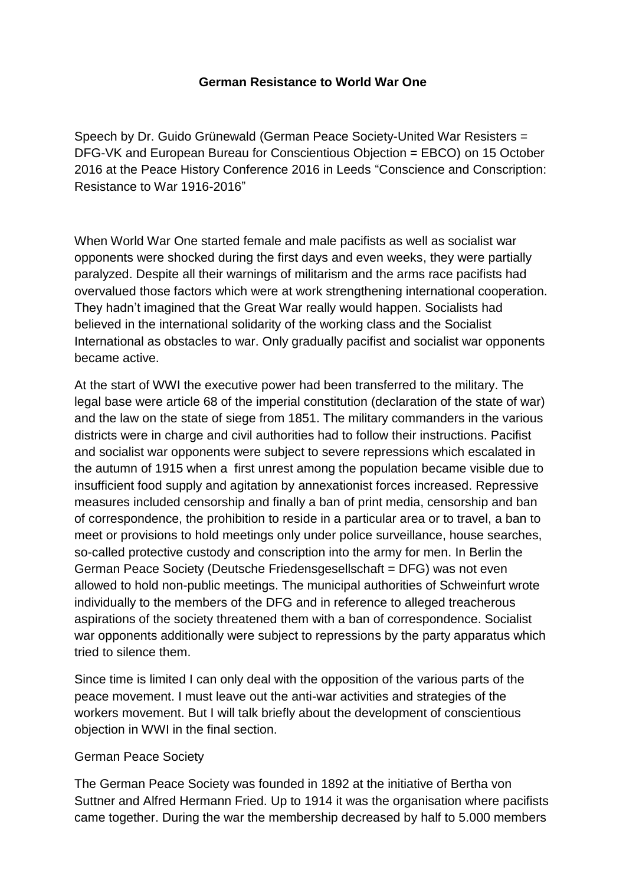# German Resistance to World War One

Speech by Dr. Guido Grünewald (German Peace Society-United War Resisters = DFG-VK and European Bureau for Conscientious Objection = EBCO) on 15 October 2016 at the Peace History Conference 2016 in Leeds “Conscience and Conscription: Resistance to War 1916-2016”

When World War One started female and male pacifists as well as socialist war opponents were shocked during the first days and even weeks, they were partially paralyzed. Despite all their warnings of militarism and the arms race pacifists had overvalued those factors which were at work strengthening international cooperation. They hadn’t imagined that the Great War really would happen. Socialists had believed in the international solidarity of the working class and the Socialist International as obstacles to war. Only gradually pacifist and socialist war opponents became active.

At the start of WWI the executive power had been transferred to the military. The legal base were article 68 of the imperial constitution (declaration of the state of war) and the law on the state of siege from 1851. The military commanders in the various districts were in charge and civil authorities had to follow their instructions. Pacifist and socialist war opponents were subject to severe repressions which escalated in the autumn of 1915 when a first unrest among the population became visible due to insufficient food supply and agitation by annexationist forces increased. Repressive measures included censorship and finally a ban of print media, censorship and ban of correspondence, the prohibition to reside in a particular area or to travel, a ban to meet or provisions to hold meetings only under police surveillance, house searches, so-called protective custody and conscription into the army for men. In Berlin the German Peace Society (Deutsche Friedensgesellschaft = DFG) was not even allowed to hold non-public meetings. The municipal authorities of Schweinfurt wrote individually to the members of the DFG and in reference to alleged treacherous aspirations of the society threatened them with a ban of correspondence. Socialist war opponents additionally were subject to repressions by the party apparatus which tried to silence them.

Since time is limited I can only deal with the opposition of the various parts of the peace movement. I must leave out the anti-war activities and strategies of the workers movement. But I will talk briefly about the development of conscientious objection in WWI in the final section.

## German Peace Society

The German Peace Society was founded in 1892 at the initiative of Bertha von Suttner and Alfred Hermann Fried. Up to 1914 it was the organisation where pacifists came together. During the war the membership decreased by half to 5.000 members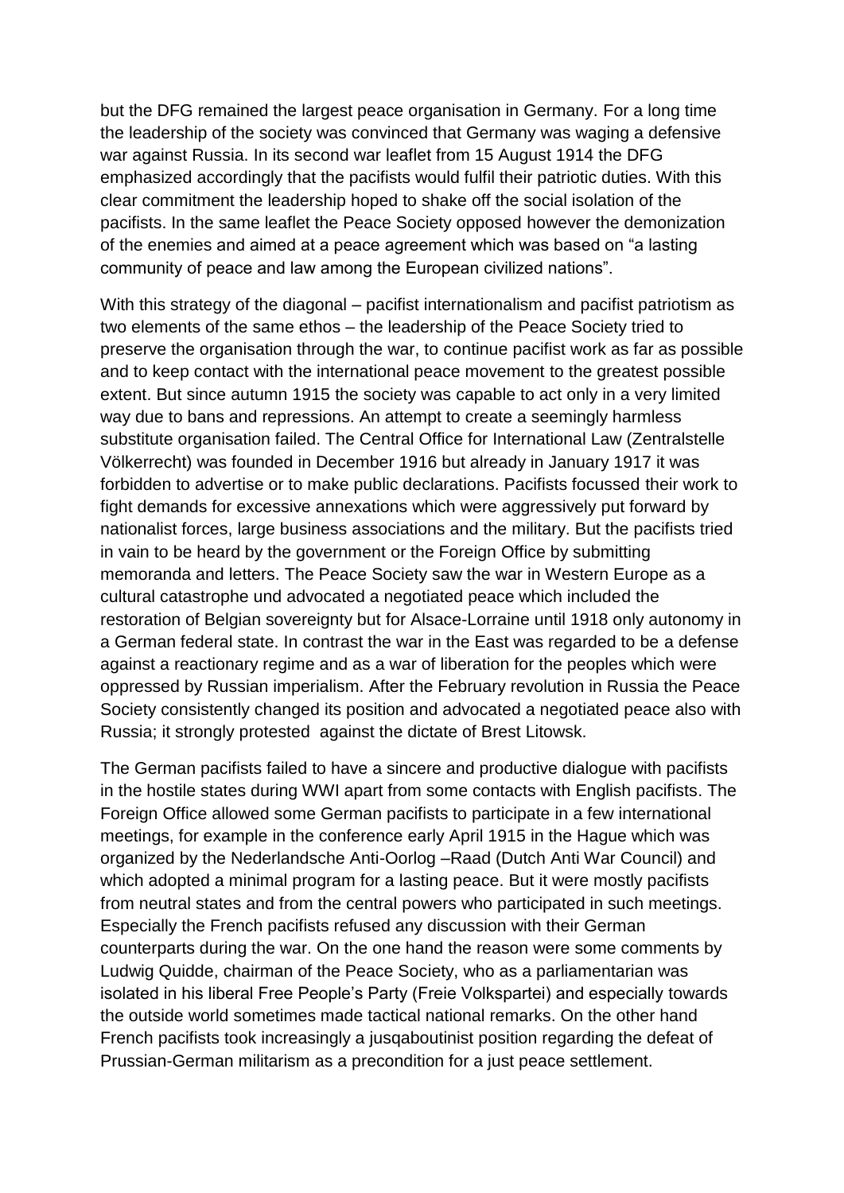but the DFG remained the largest peace organisation in Germany. For a long time the leadership of the society was convinced that Germany was waging a defensive war against Russia. In its second war leaflet from 15 August 1914 the DFG emphasized accordingly that the pacifists would fulfil their patriotic duties. With this clear commitment the leadership hoped to shake off the social isolation of the pacifists. In the same leaflet the Peace Society opposed however the demonization of the enemies and aimed at a peace agreement which was based on "a lasting community of peace and law among the European civilized nations".

With this strategy of the diagonal – pacifist internationalism and pacifist patriotism as two elements of the same ethos – the leadership of the Peace Society tried to preserve the organisation through the war, to continue pacifist work as far as possible and to keep contact with the international peace movement to the greatest possible extent. But since autumn 1915 the society was capable to act only in a very limited way due to bans and repressions. An attempt to create a seemingly harmless substitute organisation failed. The Central Office for International Law (Zentralstelle Völkerrecht) was founded in December 1916 but already in January 1917 it was forbidden to advertise or to make public declarations. Pacifists focussed their work to fight demands for excessive annexations which were aggressively put forward by nationalist forces, large business associations and the military. But the pacifists tried in vain to be heard by the government or the Foreign Office by submitting memoranda and letters. The Peace Society saw the war in Western Europe as a cultural catastrophe und advocated a negotiated peace which included the restoration of Belgian sovereignty but for Alsace-Lorraine until 1918 only autonomy in a German federal state. In contrast the war in the East was regarded to be a defense against a reactionary regime and as a war of liberation for the peoples which were oppressed by Russian imperialism. After the February revolution in Russia the Peace Society consistently changed its position and advocated a negotiated peace also with Russia; it strongly protested against the dictate of Brest Litowsk.

The German pacifists failed to have a sincere and productive dialogue with pacifists in the hostile states during WWI apart from some contacts with English pacifists. The Foreign Office allowed some German pacifists to participate in a few international meetings, for example in the conference early April 1915 in the Hague which was organized by the Nederlandsche Anti-Oorlog –Raad (Dutch Anti War Council) and which adopted a minimal program for a lasting peace. But it were mostly pacifists from neutral states and from the central powers who participated in such meetings. Especially the French pacifists refused any discussion with their German counterparts during the war. On the one hand the reason were some comments by Ludwig Quidde, chairman of the Peace Society, who as a parliamentarian was isolated in his liberal Free People's Party (Freie Volkspartei) and especially towards the outside world sometimes made tactical national remarks. On the other hand French pacifists took increasingly a jusqaboutinist position regarding the defeat of Prussian-German militarism as a precondition for a just peace settlement.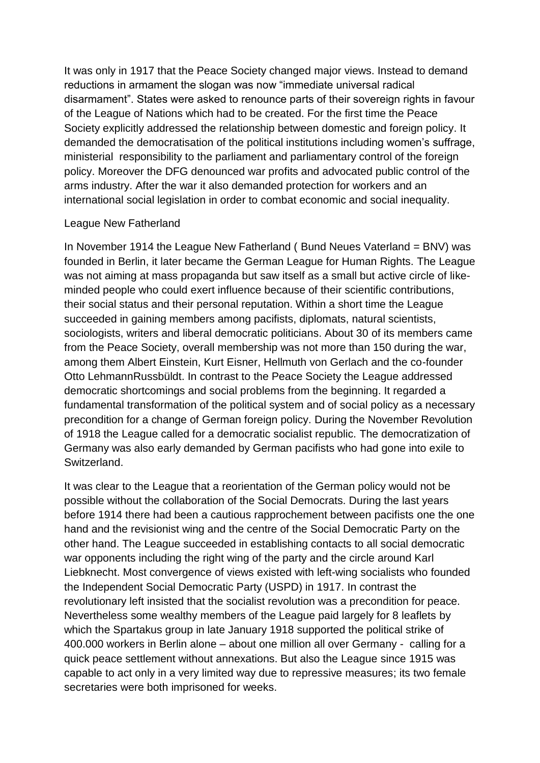It was only in 1917 that the Peace Society changed major views. Instead to demand reductions in armament the slogan was now "immediate universal radical disarmament". States were asked to renounce parts of their sovereign rights in favour of the League of Nations which had to be created. For the first time the Peace Society explicitly addressed the relationship between domestic and foreign policy. It demanded the democratisation of the political institutions including women's suffrage, ministerial responsibility to the parliament and parliamentary control of the foreign policy. Moreover the DFG denounced war profits and advocated public control of the arms industry. After the war it also demanded protection for workers and an international social legislation in order to combat economic and social inequality.

## League New Fatherland

In November 1914 the League New Fatherland ( Bund Neues Vaterland = BNV) was founded in Berlin, it later became the German League for Human Rights. The League was not aiming at mass propaganda but saw itself as a small but active circle of like-minded people who could exert influence because of their scientific contributions, their social status and their personal reputation. Within a short time the League succeeded in gaining members among pacifists, diplomats, natural scientists, sociologists, writers and liberal democratic politicians. About 30 of its members came from the Peace Society, overall membership was not more than 150 during the war, among them Albert Einstein, Kurt Eisner, Hellmuth von Gerlach and the co-founder Otto LehmannRussbüldt. In contrast to the Peace Society the League addressed democratic shortcomings and social problems from the beginning. It regarded a fundamental transformation of the political system and of social policy as a necessary precondition for a change of German foreign policy. During the November Revolution of 1918 the League called for a democratic socialist republic. The democratization of Germany was also early demanded by German pacifists who had gone into exile to Switzerland.

It was clear to the League that a reorientation of the German policy would not be possible without the collaboration of the Social Democrats. During the last years before 1914 there had been a cautious rapprochement between pacifists one the one hand and the revisionist wing and the centre of the Social Democratic Party on the other hand. The League succeeded in establishing contacts to all social democratic war opponents including the right wing of the party and the circle around Karl Liebknecht. Most convergence of views existed with left-wing socialists who founded the Independent Social Democratic Party (USPD) in 1917. In contrast the revolutionary left insisted that the socialist revolution was a precondition for peace. Nevertheless some wealthy members of the League paid largely for 8 leaflets by which the Spartakus group in late January 1918 supported the political strike of 400.000 workers in Berlin alone – about one million all over Germany - calling for a quick peace settlement without annexations. But also the League since 1915 was capable to act only in a very limited way due to repressive measures; its two female secretaries were both imprisoned for weeks.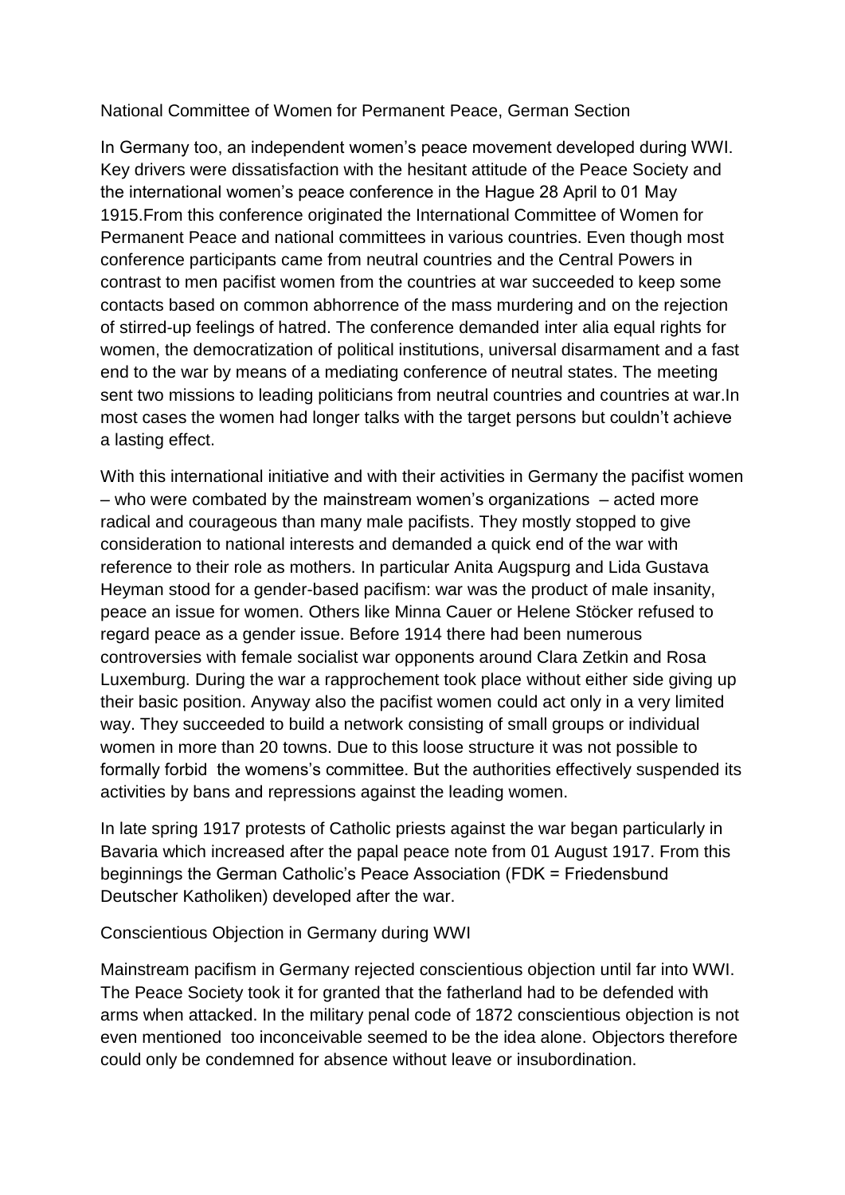## National Committee of Women for Permanent Peace, German Section

In Germany too, an independent women's peace movement developed during WWI. Key drivers were dissatisfaction with the hesitant attitude of the Peace Society and the international women's peace conference in the Hague 28 April to 01 May 1915.From this conference originated the International Committee of Women for Permanent Peace and national committees in various countries. Even though most conference participants came from neutral countries and the Central Powers in contrast to men pacifist women from the countries at war succeeded to keep some contacts based on common abhorrence of the mass murdering and on the rejection of stirred-up feelings of hatred. The conference demanded inter alia equal rights for women, the democratization of political institutions, universal disarmament and a fast end to the war by means of a mediating conference of neutral states. The meeting sent two missions to leading politicians from neutral countries and countries at war.In most cases the women had longer talks with the target persons but couldn't achieve a lasting effect.

With this international initiative and with their activities in Germany the pacifist women – who were combated by the mainstream women's organizations – acted more radical and courageous than many male pacifists. They mostly stopped to give consideration to national interests and demanded a quick end of the war with reference to their role as mothers. In particular Anita Augspurg and Lida Gustava Heyman stood for a gender-based pacifism: war was the product of male insanity, peace an issue for women. Others like Minna Cauer or Helene Stöcker refused to regard peace as a gender issue. Before 1914 there had been numerous controversies with female socialist war opponents around Clara Zetkin and Rosa Luxemburg. During the war a rapprochement took place without either side giving up their basic position. Anyway also the pacifist women could act only in a very limited way. They succeeded to build a network consisting of small groups or individual women in more than 20 towns. Due to this loose structure it was not possible to formally forbid the womens's committee. But the authorities effectively suspended its activities by bans and repressions against the leading women.

In late spring 1917 protests of Catholic priests against the war began particularly in Bavaria which increased after the papal peace note from 01 August 1917. From this beginnings the German Catholic's Peace Association (FDK = Friedensbund Deutscher Katholiken) developed after the war.

## Conscientious Objection in Germany during WWI

Mainstream pacifism in Germany rejected conscientious objection until far into WWI. The Peace Society took it for granted that the fatherland had to be defended with arms when attacked. In the military penal code of 1872 conscientious objection is not even mentioned too inconceivable seemed to be the idea alone. Objectors therefore could only be condemned for absence without leave or insubordination.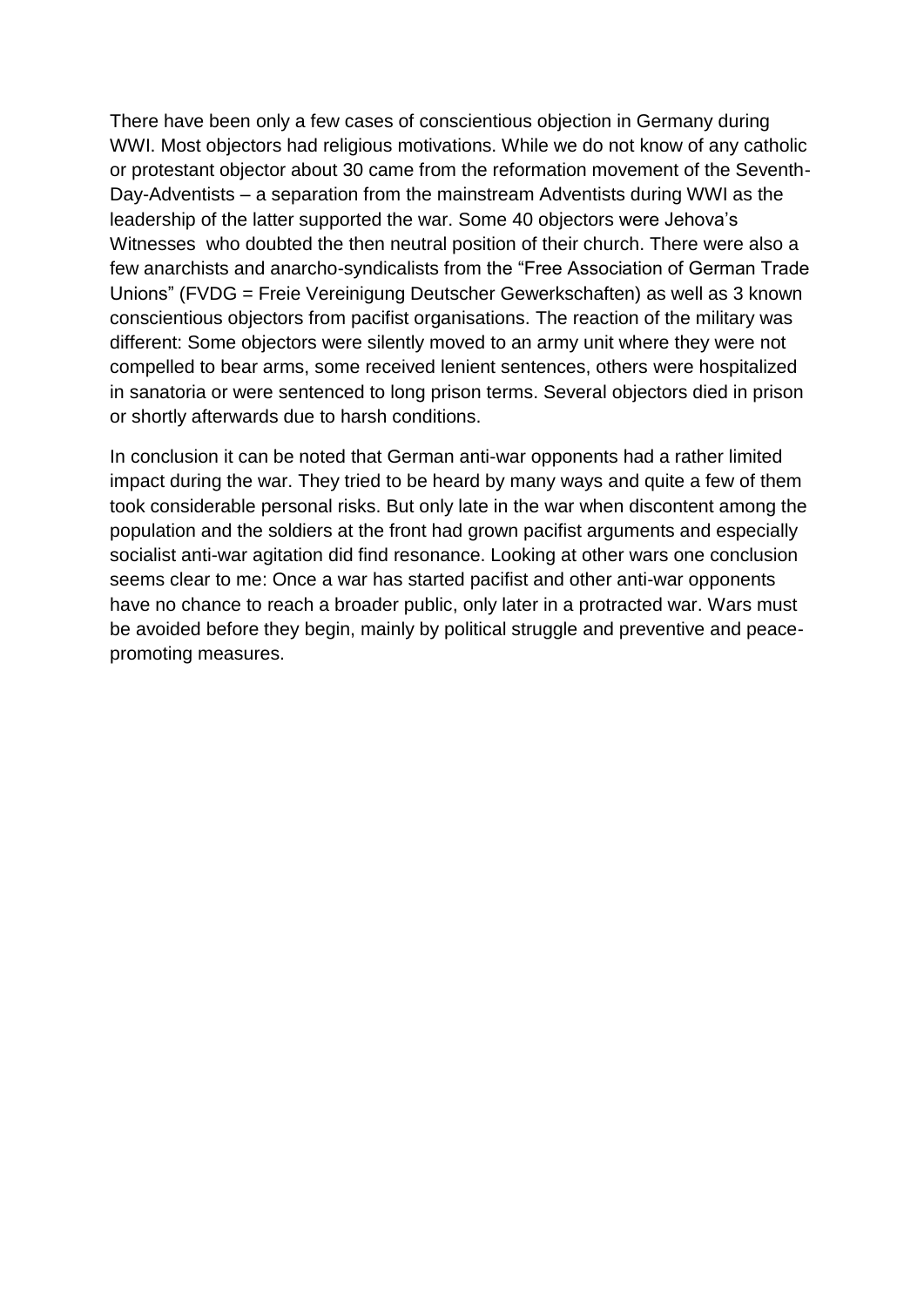There have been only a few cases of conscientious objection in Germany during WWI. Most objectors had religious motivations. While we do not know of any catholic or protestant objector about 30 came from the reformation movement of the Seventh-Day-Adventists – a separation from the mainstream Adventists during WWI as the leadership of the latter supported the war. Some 40 objectors were Jehova's Witnesses who doubted the then neutral position of their church. There were also a few anarchists and anarcho-syndicalists from the "Free Association of German Trade Unions" (FVDG = Freie Vereinigung Deutscher Gewerkschaften) as well as 3 known conscientious objectors from pacifist organisations. The reaction of the military was different: Some objectors were silently moved to an army unit where they were not compelled to bear arms, some received lenient sentences, others were hospitalized in sanatoria or were sentenced to long prison terms. Several objectors died in prison or shortly afterwards due to harsh conditions.

In conclusion it can be noted that German anti-war opponents had a rather limited impact during the war. They tried to be heard by many ways and quite a few of them took considerable personal risks. But only late in the war when discontent among the population and the soldiers at the front had grown pacifist arguments and especially socialist anti-war agitation did find resonance. Looking at other wars one conclusion seems clear to me: Once a war has started pacifist and other anti-war opponents have no chance to reach a broader public, only later in a protracted war. Wars must be avoided before they begin, mainly by political struggle and preventive and peace-promoting measures.